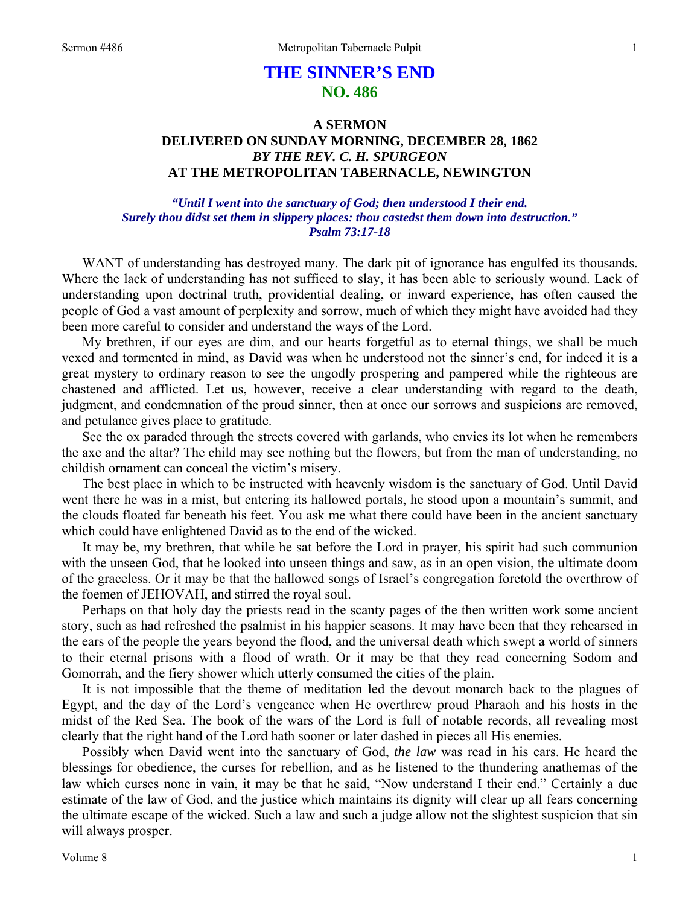# THE SINNER'S END
## NO. 486

### A SERMON
### DELIVERED ON SUNDAY MORNING, DECEMBER 28, 1862
### *BY THE REV. C. H. SPURGEON*
### AT THE METROPOLITAN TABERNACLE, NEWINGTON

***"Until I went into the sanctuary of God; then understood I their end. Surely thou didst set them in slippery places: thou castedst them down into destruction." Psalm 73:17-18***

WANT of understanding has destroyed many. The dark pit of ignorance has engulfed its thousands. Where the lack of understanding has not sufficed to slay, it has been able to seriously wound. Lack of understanding upon doctrinal truth, providential dealing, or inward experience, has often caused the people of God a vast amount of perplexity and sorrow, much of which they might have avoided had they been more careful to consider and understand the ways of the Lord.

My brethren, if our eyes are dim, and our hearts forgetful as to eternal things, we shall be much vexed and tormented in mind, as David was when he understood not the sinner's end, for indeed it is a great mystery to ordinary reason to see the ungodly prospering and pampered while the righteous are chastened and afflicted. Let us, however, receive a clear understanding with regard to the death, judgment, and condemnation of the proud sinner, then at once our sorrows and suspicions are removed, and petulance gives place to gratitude.

See the ox paraded through the streets covered with garlands, who envies its lot when he remembers the axe and the altar? The child may see nothing but the flowers, but from the man of understanding, no childish ornament can conceal the victim's misery.

The best place in which to be instructed with heavenly wisdom is the sanctuary of God. Until David went there he was in a mist, but entering its hallowed portals, he stood upon a mountain's summit, and the clouds floated far beneath his feet. You ask me what there could have been in the ancient sanctuary which could have enlightened David as to the end of the wicked.

It may be, my brethren, that while he sat before the Lord in prayer, his spirit had such communion with the unseen God, that he looked into unseen things and saw, as in an open vision, the ultimate doom of the graceless. Or it may be that the hallowed songs of Israel's congregation foretold the overthrow of the foemen of JEHOVAH, and stirred the royal soul.

Perhaps on that holy day the priests read in the scanty pages of the then written work some ancient story, such as had refreshed the psalmist in his happier seasons. It may have been that they rehearsed in the ears of the people the years beyond the flood, and the universal death which swept a world of sinners to their eternal prisons with a flood of wrath. Or it may be that they read concerning Sodom and Gomorrah, and the fiery shower which utterly consumed the cities of the plain.

It is not impossible that the theme of meditation led the devout monarch back to the plagues of Egypt, and the day of the Lord's vengeance when He overthrew proud Pharaoh and his hosts in the midst of the Red Sea. The book of the wars of the Lord is full of notable records, all revealing most clearly that the right hand of the Lord hath sooner or later dashed in pieces all His enemies.

Possibly when David went into the sanctuary of God, *the law* was read in his ears. He heard the blessings for obedience, the curses for rebellion, and as he listened to the thundering anathemas of the law which curses none in vain, it may be that he said, "Now understand I their end." Certainly a due estimate of the law of God, and the justice which maintains its dignity will clear up all fears concerning the ultimate escape of the wicked. Such a law and such a judge allow not the slightest suspicion that sin will always prosper.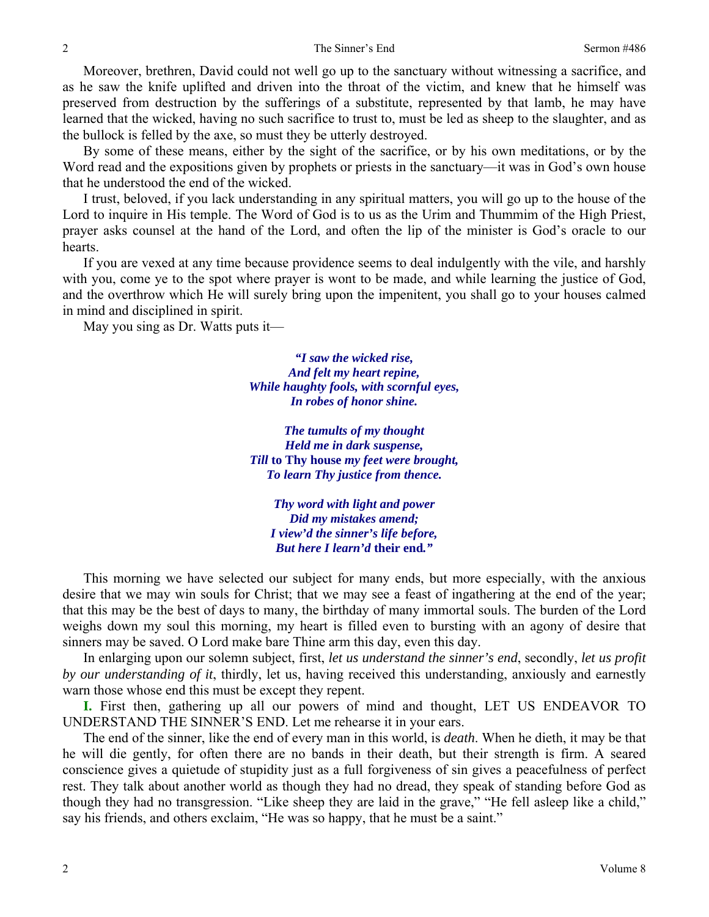Moreover, brethren, David could not well go up to the sanctuary without witnessing a sacrifice, and as he saw the knife uplifted and driven into the throat of the victim, and knew that he himself was preserved from destruction by the sufferings of a substitute, represented by that lamb, he may have learned that the wicked, having no such sacrifice to trust to, must be led as sheep to the slaughter, and as the bullock is felled by the axe, so must they be utterly destroyed.

By some of these means, either by the sight of the sacrifice, or by his own meditations, or by the Word read and the expositions given by prophets or priests in the sanctuary—it was in God's own house that he understood the end of the wicked.

I trust, beloved, if you lack understanding in any spiritual matters, you will go up to the house of the Lord to inquire in His temple. The Word of God is to us as the Urim and Thummim of the High Priest, prayer asks counsel at the hand of the Lord, and often the lip of the minister is God's oracle to our hearts.

If you are vexed at any time because providence seems to deal indulgently with the vile, and harshly with you, come ye to the spot where prayer is wont to be made, and while learning the justice of God, and the overthrow which He will surely bring upon the impenitent, you shall go to your houses calmed in mind and disciplined in spirit.

May you sing as Dr. Watts puts it—

> ***"I saw the wicked rise,***
> ***And felt my heart repine,***
> ***While haughty fools, with scornful eyes,***
> ***In robes of honor shine.***
>
> ***The tumults of my thought***
> ***Held me in dark suspense,***
> ***Till* to Thy house *my feet were brought,***
> ***To learn Thy justice from thence.***
>
> ***Thy word with light and power***
> ***Did my mistakes amend;***
> ***I view'd the sinner's life before,***
> ***But here I learn'd* their end.*"***

This morning we have selected our subject for many ends, but more especially, with the anxious desire that we may win souls for Christ; that we may see a feast of ingathering at the end of the year; that this may be the best of days to many, the birthday of many immortal souls. The burden of the Lord weighs down my soul this morning, my heart is filled even to bursting with an agony of desire that sinners may be saved. O Lord make bare Thine arm this day, even this day.

In enlarging upon our solemn subject, first, *let us understand the sinner's end*, secondly, *let us profit by our understanding of it*, thirdly, let us, having received this understanding, anxiously and earnestly warn those whose end this must be except they repent.

**I.** First then, gathering up all our powers of mind and thought, LET US ENDEAVOR TO UNDERSTAND THE SINNER'S END. Let me rehearse it in your ears.

The end of the sinner, like the end of every man in this world, is *death*. When he dieth, it may be that he will die gently, for often there are no bands in their death, but their strength is firm. A seared conscience gives a quietude of stupidity just as a full forgiveness of sin gives a peacefulness of perfect rest. They talk about another world as though they had no dread, they speak of standing before God as though they had no transgression. "Like sheep they are laid in the grave," "He fell asleep like a child," say his friends, and others exclaim, "He was so happy, that he must be a saint."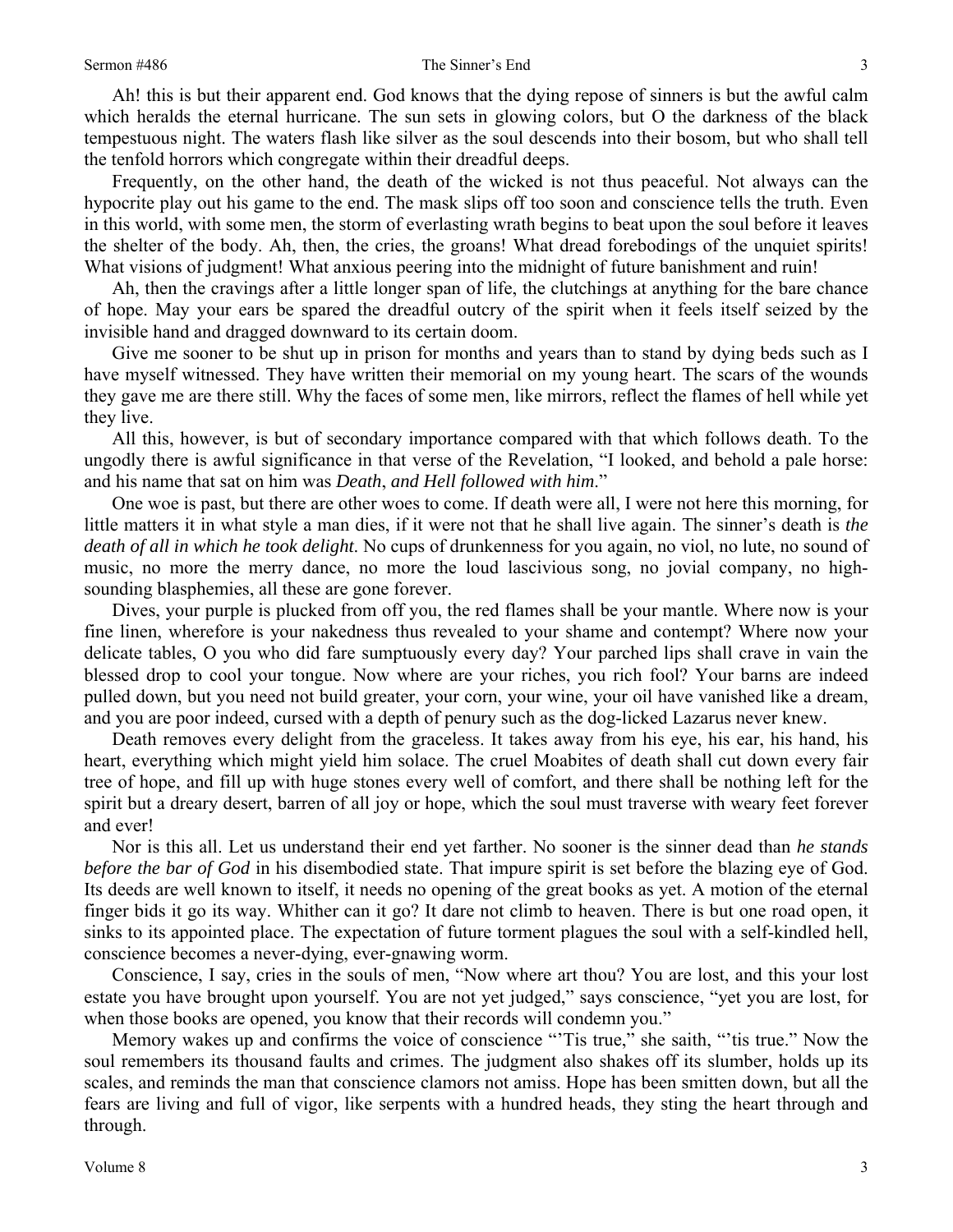Ah! this is but their apparent end. God knows that the dying repose of sinners is but the awful calm which heralds the eternal hurricane. The sun sets in glowing colors, but O the darkness of the black tempestuous night. The waters flash like silver as the soul descends into their bosom, but who shall tell the tenfold horrors which congregate within their dreadful deeps.

Frequently, on the other hand, the death of the wicked is not thus peaceful. Not always can the hypocrite play out his game to the end. The mask slips off too soon and conscience tells the truth. Even in this world, with some men, the storm of everlasting wrath begins to beat upon the soul before it leaves the shelter of the body. Ah, then, the cries, the groans! What dread forebodings of the unquiet spirits! What visions of judgment! What anxious peering into the midnight of future banishment and ruin!

Ah, then the cravings after a little longer span of life, the clutchings at anything for the bare chance of hope. May your ears be spared the dreadful outcry of the spirit when it feels itself seized by the invisible hand and dragged downward to its certain doom.

Give me sooner to be shut up in prison for months and years than to stand by dying beds such as I have myself witnessed. They have written their memorial on my young heart. The scars of the wounds they gave me are there still. Why the faces of some men, like mirrors, reflect the flames of hell while yet they live.

All this, however, is but of secondary importance compared with that which follows death. To the ungodly there is awful significance in that verse of the Revelation, "I looked, and behold a pale horse: and his name that sat on him was *Death*, *and Hell followed with him*."

One woe is past, but there are other woes to come. If death were all, I were not here this morning, for little matters it in what style a man dies, if it were not that he shall live again. The sinner's death is *the death of all in which he took delight*. No cups of drunkenness for you again, no viol, no lute, no sound of music, no more the merry dance, no more the loud lascivious song, no jovial company, no high-sounding blasphemies, all these are gone forever.

Dives, your purple is plucked from off you, the red flames shall be your mantle. Where now is your fine linen, wherefore is your nakedness thus revealed to your shame and contempt? Where now your delicate tables, O you who did fare sumptuously every day? Your parched lips shall crave in vain the blessed drop to cool your tongue. Now where are your riches, you rich fool? Your barns are indeed pulled down, but you need not build greater, your corn, your wine, your oil have vanished like a dream, and you are poor indeed, cursed with a depth of penury such as the dog-licked Lazarus never knew.

Death removes every delight from the graceless. It takes away from his eye, his ear, his hand, his heart, everything which might yield him solace. The cruel Moabites of death shall cut down every fair tree of hope, and fill up with huge stones every well of comfort, and there shall be nothing left for the spirit but a dreary desert, barren of all joy or hope, which the soul must traverse with weary feet forever and ever!

Nor is this all. Let us understand their end yet farther. No sooner is the sinner dead than *he stands before the bar of God* in his disembodied state. That impure spirit is set before the blazing eye of God. Its deeds are well known to itself, it needs no opening of the great books as yet. A motion of the eternal finger bids it go its way. Whither can it go? It dare not climb to heaven. There is but one road open, it sinks to its appointed place. The expectation of future torment plagues the soul with a self-kindled hell, conscience becomes a never-dying, ever-gnawing worm.

Conscience, I say, cries in the souls of men, "Now where art thou? You are lost, and this your lost estate you have brought upon yourself. You are not yet judged," says conscience, "yet you are lost, for when those books are opened, you know that their records will condemn you."

Memory wakes up and confirms the voice of conscience "'Tis true," she saith, "'tis true." Now the soul remembers its thousand faults and crimes. The judgment also shakes off its slumber, holds up its scales, and reminds the man that conscience clamors not amiss. Hope has been smitten down, but all the fears are living and full of vigor, like serpents with a hundred heads, they sting the heart through and through.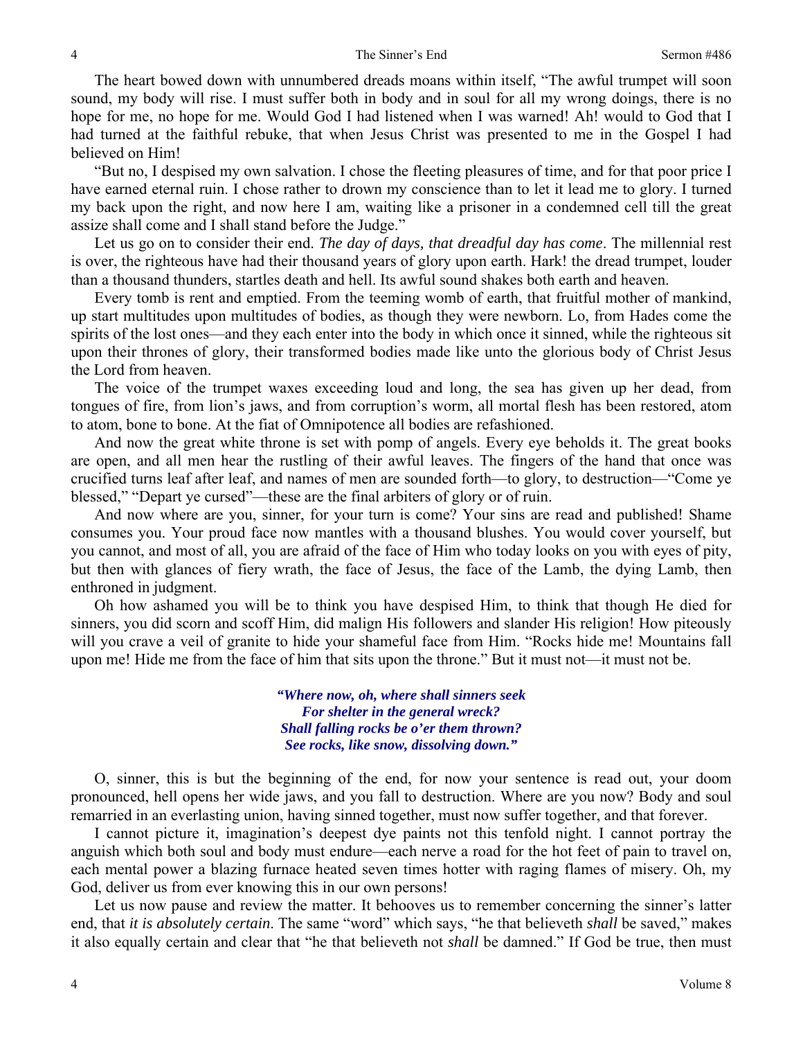The heart bowed down with unnumbered dreads moans within itself, "The awful trumpet will soon sound, my body will rise. I must suffer both in body and in soul for all my wrong doings, there is no hope for me, no hope for me. Would God I had listened when I was warned! Ah! would to God that I had turned at the faithful rebuke, that when Jesus Christ was presented to me in the Gospel I had believed on Him!

"But no, I despised my own salvation. I chose the fleeting pleasures of time, and for that poor price I have earned eternal ruin. I chose rather to drown my conscience than to let it lead me to glory. I turned my back upon the right, and now here I am, waiting like a prisoner in a condemned cell till the great assize shall come and I shall stand before the Judge."

Let us go on to consider their end. *The day of days, that dreadful day has come*. The millennial rest is over, the righteous have had their thousand years of glory upon earth. Hark! the dread trumpet, louder than a thousand thunders, startles death and hell. Its awful sound shakes both earth and heaven.

Every tomb is rent and emptied. From the teeming womb of earth, that fruitful mother of mankind, up start multitudes upon multitudes of bodies, as though they were newborn. Lo, from Hades come the spirits of the lost ones—and they each enter into the body in which once it sinned, while the righteous sit upon their thrones of glory, their transformed bodies made like unto the glorious body of Christ Jesus the Lord from heaven.

The voice of the trumpet waxes exceeding loud and long, the sea has given up her dead, from tongues of fire, from lion's jaws, and from corruption's worm, all mortal flesh has been restored, atom to atom, bone to bone. At the fiat of Omnipotence all bodies are refashioned.

And now the great white throne is set with pomp of angels. Every eye beholds it. The great books are open, and all men hear the rustling of their awful leaves. The fingers of the hand that once was crucified turns leaf after leaf, and names of men are sounded forth—to glory, to destruction—"Come ye blessed," "Depart ye cursed"—these are the final arbiters of glory or of ruin.

And now where are you, sinner, for your turn is come? Your sins are read and published! Shame consumes you. Your proud face now mantles with a thousand blushes. You would cover yourself, but you cannot, and most of all, you are afraid of the face of Him who today looks on you with eyes of pity, but then with glances of fiery wrath, the face of Jesus, the face of the Lamb, the dying Lamb, then enthroned in judgment.

Oh how ashamed you will be to think you have despised Him, to think that though He died for sinners, you did scorn and scoff Him, did malign His followers and slander His religion! How piteously will you crave a veil of granite to hide your shameful face from Him. "Rocks hide me! Mountains fall upon me! Hide me from the face of him that sits upon the throne." But it must not—it must not be.

> ***"Where now, oh, where shall sinners seek***
> ***For shelter in the general wreck?***
> ***Shall falling rocks be o'er them thrown?***
> ***See rocks, like snow, dissolving down."***

O, sinner, this is but the beginning of the end, for now your sentence is read out, your doom pronounced, hell opens her wide jaws, and you fall to destruction. Where are you now? Body and soul remarried in an everlasting union, having sinned together, must now suffer together, and that forever.

I cannot picture it, imagination's deepest dye paints not this tenfold night. I cannot portray the anguish which both soul and body must endure—each nerve a road for the hot feet of pain to travel on, each mental power a blazing furnace heated seven times hotter with raging flames of misery. Oh, my God, deliver us from ever knowing this in our own persons!

Let us now pause and review the matter. It behooves us to remember concerning the sinner's latter end, that *it is absolutely certain*. The same "word" which says, "he that believeth *shall* be saved," makes it also equally certain and clear that "he that believeth not *shall* be damned." If God be true, then must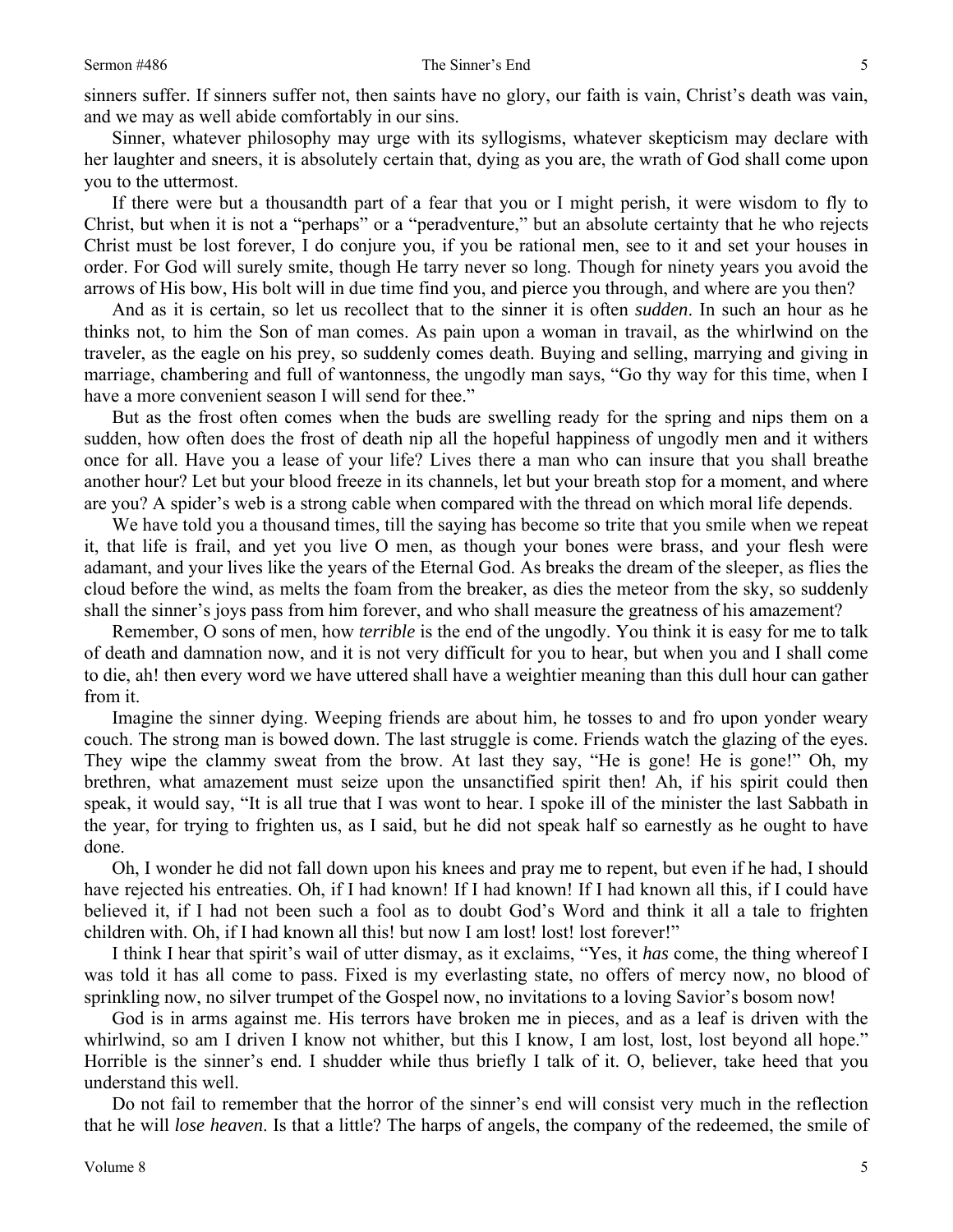sinners suffer. If sinners suffer not, then saints have no glory, our faith is vain, Christ's death was vain, and we may as well abide comfortably in our sins.

Sinner, whatever philosophy may urge with its syllogisms, whatever skepticism may declare with her laughter and sneers, it is absolutely certain that, dying as you are, the wrath of God shall come upon you to the uttermost.

If there were but a thousandth part of a fear that you or I might perish, it were wisdom to fly to Christ, but when it is not a "perhaps" or a "peradventure," but an absolute certainty that he who rejects Christ must be lost forever, I do conjure you, if you be rational men, see to it and set your houses in order. For God will surely smite, though He tarry never so long. Though for ninety years you avoid the arrows of His bow, His bolt will in due time find you, and pierce you through, and where are you then?

And as it is certain, so let us recollect that to the sinner it is often *sudden*. In such an hour as he thinks not, to him the Son of man comes. As pain upon a woman in travail, as the whirlwind on the traveler, as the eagle on his prey, so suddenly comes death. Buying and selling, marrying and giving in marriage, chambering and full of wantonness, the ungodly man says, "Go thy way for this time, when I have a more convenient season I will send for thee."

But as the frost often comes when the buds are swelling ready for the spring and nips them on a sudden, how often does the frost of death nip all the hopeful happiness of ungodly men and it withers once for all. Have you a lease of your life? Lives there a man who can insure that you shall breathe another hour? Let but your blood freeze in its channels, let but your breath stop for a moment, and where are you? A spider's web is a strong cable when compared with the thread on which moral life depends.

We have told you a thousand times, till the saying has become so trite that you smile when we repeat it, that life is frail, and yet you live O men, as though your bones were brass, and your flesh were adamant, and your lives like the years of the Eternal God. As breaks the dream of the sleeper, as flies the cloud before the wind, as melts the foam from the breaker, as dies the meteor from the sky, so suddenly shall the sinner's joys pass from him forever, and who shall measure the greatness of his amazement?

Remember, O sons of men, how *terrible* is the end of the ungodly. You think it is easy for me to talk of death and damnation now, and it is not very difficult for you to hear, but when you and I shall come to die, ah! then every word we have uttered shall have a weightier meaning than this dull hour can gather from it.

Imagine the sinner dying. Weeping friends are about him, he tosses to and fro upon yonder weary couch. The strong man is bowed down. The last struggle is come. Friends watch the glazing of the eyes. They wipe the clammy sweat from the brow. At last they say, "He is gone! He is gone!" Oh, my brethren, what amazement must seize upon the unsanctified spirit then! Ah, if his spirit could then speak, it would say, "It is all true that I was wont to hear. I spoke ill of the minister the last Sabbath in the year, for trying to frighten us, as I said, but he did not speak half so earnestly as he ought to have done.

Oh, I wonder he did not fall down upon his knees and pray me to repent, but even if he had, I should have rejected his entreaties. Oh, if I had known! If I had known! If I had known all this, if I could have believed it, if I had not been such a fool as to doubt God's Word and think it all a tale to frighten children with. Oh, if I had known all this! but now I am lost! lost! lost forever!"

I think I hear that spirit's wail of utter dismay, as it exclaims, "Yes, it *has* come, the thing whereof I was told it has all come to pass. Fixed is my everlasting state, no offers of mercy now, no blood of sprinkling now, no silver trumpet of the Gospel now, no invitations to a loving Savior's bosom now!

God is in arms against me. His terrors have broken me in pieces, and as a leaf is driven with the whirlwind, so am I driven I know not whither, but this I know, I am lost, lost, lost beyond all hope." Horrible is the sinner's end. I shudder while thus briefly I talk of it. O, believer, take heed that you understand this well.

Do not fail to remember that the horror of the sinner's end will consist very much in the reflection that he will *lose heaven*. Is that a little? The harps of angels, the company of the redeemed, the smile of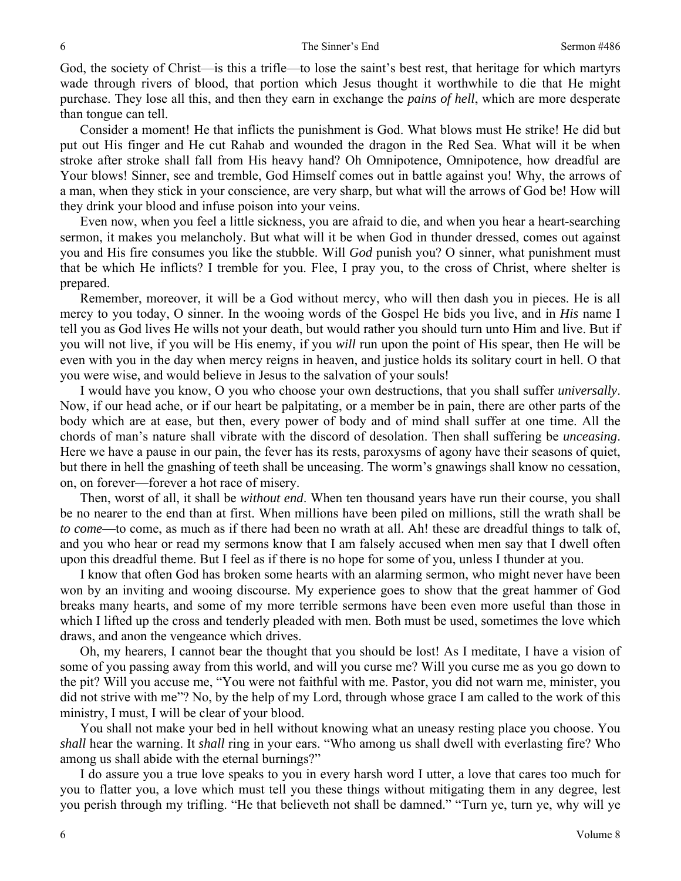God, the society of Christ—is this a trifle—to lose the saint's best rest, that heritage for which martyrs wade through rivers of blood, that portion which Jesus thought it worthwhile to die that He might purchase. They lose all this, and then they earn in exchange the *pains of hell*, which are more desperate than tongue can tell.

Consider a moment! He that inflicts the punishment is God. What blows must He strike! He did but put out His finger and He cut Rahab and wounded the dragon in the Red Sea. What will it be when stroke after stroke shall fall from His heavy hand? Oh Omnipotence, Omnipotence, how dreadful are Your blows! Sinner, see and tremble, God Himself comes out in battle against you! Why, the arrows of a man, when they stick in your conscience, are very sharp, but what will the arrows of God be! How will they drink your blood and infuse poison into your veins.

Even now, when you feel a little sickness, you are afraid to die, and when you hear a heart-searching sermon, it makes you melancholy. But what will it be when God in thunder dressed, comes out against you and His fire consumes you like the stubble. Will *God* punish you? O sinner, what punishment must that be which He inflicts? I tremble for you. Flee, I pray you, to the cross of Christ, where shelter is prepared.

Remember, moreover, it will be a God without mercy, who will then dash you in pieces. He is all mercy to you today, O sinner. In the wooing words of the Gospel He bids you live, and in *His* name I tell you as God lives He wills not your death, but would rather you should turn unto Him and live. But if you will not live, if you will be His enemy, if you *will* run upon the point of His spear, then He will be even with you in the day when mercy reigns in heaven, and justice holds its solitary court in hell. O that you were wise, and would believe in Jesus to the salvation of your souls!

I would have you know, O you who choose your own destructions, that you shall suffer *universally*. Now, if our head ache, or if our heart be palpitating, or a member be in pain, there are other parts of the body which are at ease, but then, every power of body and of mind shall suffer at one time. All the chords of man's nature shall vibrate with the discord of desolation. Then shall suffering be *unceasing*. Here we have a pause in our pain, the fever has its rests, paroxysms of agony have their seasons of quiet, but there in hell the gnashing of teeth shall be unceasing. The worm's gnawings shall know no cessation, on, on forever—forever a hot race of misery.

Then, worst of all, it shall be *without end*. When ten thousand years have run their course, you shall be no nearer to the end than at first. When millions have been piled on millions, still the wrath shall be *to come*—to come, as much as if there had been no wrath at all. Ah! these are dreadful things to talk of, and you who hear or read my sermons know that I am falsely accused when men say that I dwell often upon this dreadful theme. But I feel as if there is no hope for some of you, unless I thunder at you.

I know that often God has broken some hearts with an alarming sermon, who might never have been won by an inviting and wooing discourse. My experience goes to show that the great hammer of God breaks many hearts, and some of my more terrible sermons have been even more useful than those in which I lifted up the cross and tenderly pleaded with men. Both must be used, sometimes the love which draws, and anon the vengeance which drives.

Oh, my hearers, I cannot bear the thought that you should be lost! As I meditate, I have a vision of some of you passing away from this world, and will you curse me? Will you curse me as you go down to the pit? Will you accuse me, "You were not faithful with me. Pastor, you did not warn me, minister, you did not strive with me"? No, by the help of my Lord, through whose grace I am called to the work of this ministry, I must, I will be clear of your blood.

You shall not make your bed in hell without knowing what an uneasy resting place you choose. You *shall* hear the warning. It *shall* ring in your ears. "Who among us shall dwell with everlasting fire? Who among us shall abide with the eternal burnings?"

I do assure you a true love speaks to you in every harsh word I utter, a love that cares too much for you to flatter you, a love which must tell you these things without mitigating them in any degree, lest you perish through my trifling. "He that believeth not shall be damned." "Turn ye, turn ye, why will ye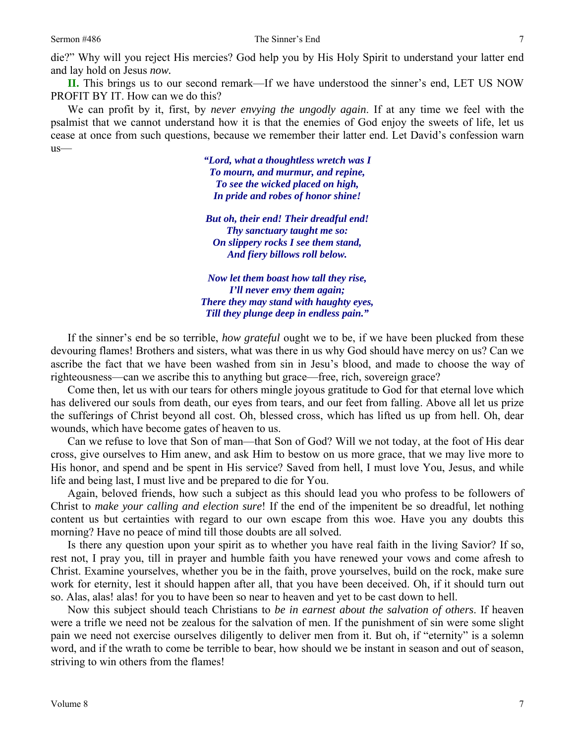die?" Why will you reject His mercies? God help you by His Holy Spirit to understand your latter end and lay hold on Jesus *now.*

**II.** This brings us to our second remark—If we have understood the sinner's end, LET US NOW PROFIT BY IT. How can we do this?

We can profit by it, first, by *never envying the ungodly again*. If at any time we feel with the psalmist that we cannot understand how it is that the enemies of God enjoy the sweets of life, let us cease at once from such questions, because we remember their latter end. Let David's confession warn us—

> ***"Lord, what a thoughtless wretch was I***
> ***To mourn, and murmur, and repine,***
> ***To see the wicked placed on high,***
> ***In pride and robes of honor shine!***
>
> ***But oh, their end! Their dreadful end!***
> ***Thy sanctuary taught me so:***
> ***On slippery rocks I see them stand,***
> ***And fiery billows roll below.***
>
> ***Now let them boast how tall they rise,***
> ***I'll never envy them again;***
> ***There they may stand with haughty eyes,***
> ***Till they plunge deep in endless pain."***

If the sinner's end be so terrible, *how grateful* ought we to be, if we have been plucked from these devouring flames! Brothers and sisters, what was there in us why God should have mercy on us? Can we ascribe the fact that we have been washed from sin in Jesu's blood, and made to choose the way of righteousness—can we ascribe this to anything but grace—free, rich, sovereign grace?

Come then, let us with our tears for others mingle joyous gratitude to God for that eternal love which has delivered our souls from death, our eyes from tears, and our feet from falling. Above all let us prize the sufferings of Christ beyond all cost. Oh, blessed cross, which has lifted us up from hell. Oh, dear wounds, which have become gates of heaven to us.

Can we refuse to love that Son of man—that Son of God? Will we not today, at the foot of His dear cross, give ourselves to Him anew, and ask Him to bestow on us more grace, that we may live more to His honor, and spend and be spent in His service? Saved from hell, I must love You, Jesus, and while life and being last, I must live and be prepared to die for You.

Again, beloved friends, how such a subject as this should lead you who profess to be followers of Christ to *make your calling and election sure*! If the end of the impenitent be so dreadful, let nothing content us but certainties with regard to our own escape from this woe. Have you any doubts this morning? Have no peace of mind till those doubts are all solved.

Is there any question upon your spirit as to whether you have real faith in the living Savior? If so, rest not, I pray you, till in prayer and humble faith you have renewed your vows and come afresh to Christ. Examine yourselves, whether you be in the faith, prove yourselves, build on the rock, make sure work for eternity, lest it should happen after all, that you have been deceived. Oh, if it should turn out so. Alas, alas! alas! for you to have been so near to heaven and yet to be cast down to hell.

Now this subject should teach Christians to *be in earnest about the salvation of others*. If heaven were a trifle we need not be zealous for the salvation of men. If the punishment of sin were some slight pain we need not exercise ourselves diligently to deliver men from it. But oh, if "eternity" is a solemn word, and if the wrath to come be terrible to bear, how should we be instant in season and out of season, striving to win others from the flames!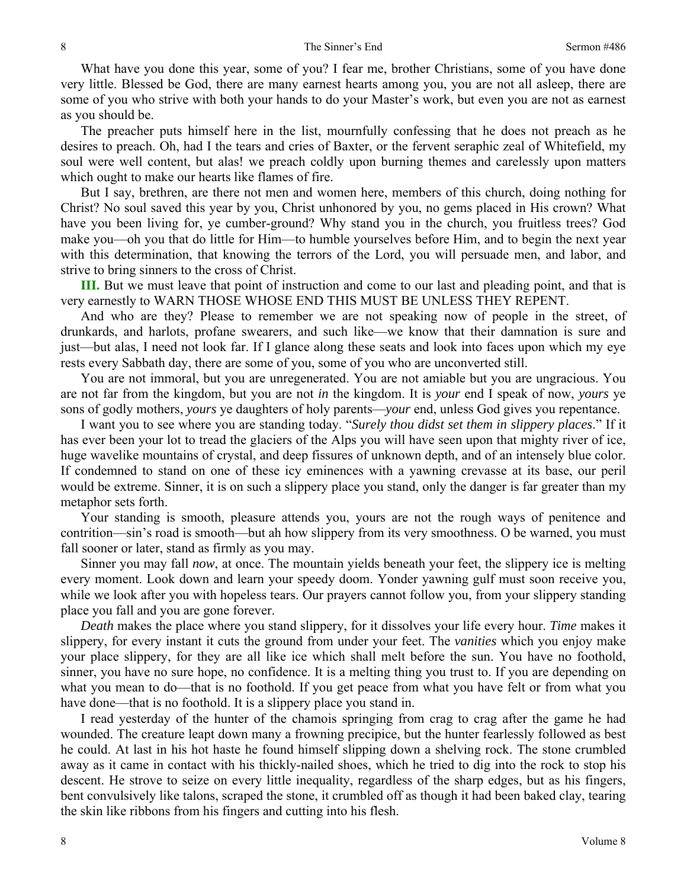What have you done this year, some of you? I fear me, brother Christians, some of you have done very little. Blessed be God, there are many earnest hearts among you, you are not all asleep, there are some of you who strive with both your hands to do your Master's work, but even you are not as earnest as you should be.

The preacher puts himself here in the list, mournfully confessing that he does not preach as he desires to preach. Oh, had I the tears and cries of Baxter, or the fervent seraphic zeal of Whitefield, my soul were well content, but alas! we preach coldly upon burning themes and carelessly upon matters which ought to make our hearts like flames of fire.

But I say, brethren, are there not men and women here, members of this church, doing nothing for Christ? No soul saved this year by you, Christ unhonored by you, no gems placed in His crown? What have you been living for, ye cumber-ground? Why stand you in the church, you fruitless trees? God make you—oh you that do little for Him—to humble yourselves before Him, and to begin the next year with this determination, that knowing the terrors of the Lord, you will persuade men, and labor, and strive to bring sinners to the cross of Christ.

**III.** But we must leave that point of instruction and come to our last and pleading point, and that is very earnestly to WARN THOSE WHOSE END THIS MUST BE UNLESS THEY REPENT.

And who are they? Please to remember we are not speaking now of people in the street, of drunkards, and harlots, profane swearers, and such like—we know that their damnation is sure and just—but alas, I need not look far. If I glance along these seats and look into faces upon which my eye rests every Sabbath day, there are some of you, some of you who are unconverted still.

You are not immoral, but you are unregenerated. You are not amiable but you are ungracious. You are not far from the kingdom, but you are not *in* the kingdom. It is *your* end I speak of now, *yours* ye sons of godly mothers, *yours* ye daughters of holy parents—*your* end, unless God gives you repentance.

I want you to see where you are standing today. "*Surely thou didst set them in slippery places*." If it has ever been your lot to tread the glaciers of the Alps you will have seen upon that mighty river of ice, huge wavelike mountains of crystal, and deep fissures of unknown depth, and of an intensely blue color. If condemned to stand on one of these icy eminences with a yawning crevasse at its base, our peril would be extreme. Sinner, it is on such a slippery place you stand, only the danger is far greater than my metaphor sets forth.

Your standing is smooth, pleasure attends you, yours are not the rough ways of penitence and contrition—sin's road is smooth—but ah how slippery from its very smoothness. O be warned, you must fall sooner or later, stand as firmly as you may.

Sinner you may fall *now*, at once. The mountain yields beneath your feet, the slippery ice is melting every moment. Look down and learn your speedy doom. Yonder yawning gulf must soon receive you, while we look after you with hopeless tears. Our prayers cannot follow you, from your slippery standing place you fall and you are gone forever.

*Death* makes the place where you stand slippery, for it dissolves your life every hour. *Time* makes it slippery, for every instant it cuts the ground from under your feet. The *vanities* which you enjoy make your place slippery, for they are all like ice which shall melt before the sun. You have no foothold, sinner, you have no sure hope, no confidence. It is a melting thing you trust to. If you are depending on what you mean to do—that is no foothold. If you get peace from what you have felt or from what you have done—that is no foothold. It is a slippery place you stand in.

I read yesterday of the hunter of the chamois springing from crag to crag after the game he had wounded. The creature leapt down many a frowning precipice, but the hunter fearlessly followed as best he could. At last in his hot haste he found himself slipping down a shelving rock. The stone crumbled away as it came in contact with his thickly-nailed shoes, which he tried to dig into the rock to stop his descent. He strove to seize on every little inequality, regardless of the sharp edges, but as his fingers, bent convulsively like talons, scraped the stone, it crumbled off as though it had been baked clay, tearing the skin like ribbons from his fingers and cutting into his flesh.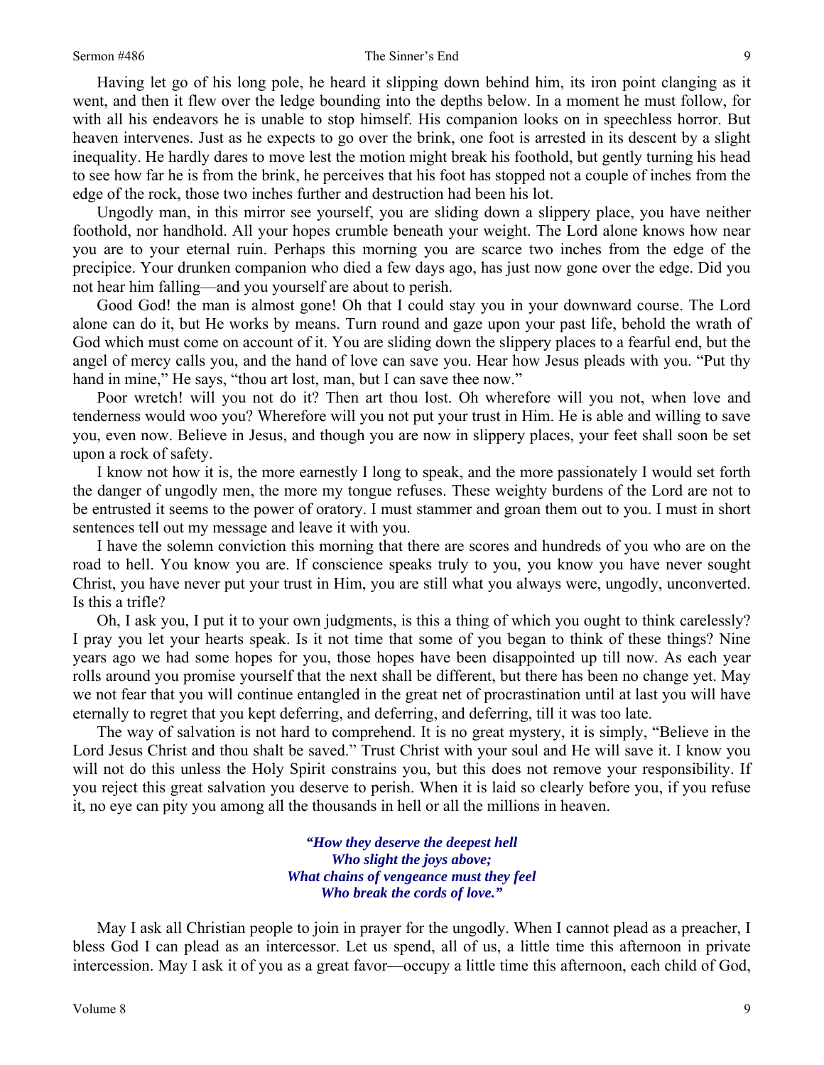Having let go of his long pole, he heard it slipping down behind him, its iron point clanging as it went, and then it flew over the ledge bounding into the depths below. In a moment he must follow, for with all his endeavors he is unable to stop himself. His companion looks on in speechless horror. But heaven intervenes. Just as he expects to go over the brink, one foot is arrested in its descent by a slight inequality. He hardly dares to move lest the motion might break his foothold, but gently turning his head to see how far he is from the brink, he perceives that his foot has stopped not a couple of inches from the edge of the rock, those two inches further and destruction had been his lot.

Ungodly man, in this mirror see yourself, you are sliding down a slippery place, you have neither foothold, nor handhold. All your hopes crumble beneath your weight. The Lord alone knows how near you are to your eternal ruin. Perhaps this morning you are scarce two inches from the edge of the precipice. Your drunken companion who died a few days ago, has just now gone over the edge. Did you not hear him falling—and you yourself are about to perish.

Good God! the man is almost gone! Oh that I could stay you in your downward course. The Lord alone can do it, but He works by means. Turn round and gaze upon your past life, behold the wrath of God which must come on account of it. You are sliding down the slippery places to a fearful end, but the angel of mercy calls you, and the hand of love can save you. Hear how Jesus pleads with you. "Put thy hand in mine," He says, "thou art lost, man, but I can save thee now."

Poor wretch! will you not do it? Then art thou lost. Oh wherefore will you not, when love and tenderness would woo you? Wherefore will you not put your trust in Him. He is able and willing to save you, even now. Believe in Jesus, and though you are now in slippery places, your feet shall soon be set upon a rock of safety.

I know not how it is, the more earnestly I long to speak, and the more passionately I would set forth the danger of ungodly men, the more my tongue refuses. These weighty burdens of the Lord are not to be entrusted it seems to the power of oratory. I must stammer and groan them out to you. I must in short sentences tell out my message and leave it with you.

I have the solemn conviction this morning that there are scores and hundreds of you who are on the road to hell. You know you are. If conscience speaks truly to you, you know you have never sought Christ, you have never put your trust in Him, you are still what you always were, ungodly, unconverted. Is this a trifle?

Oh, I ask you, I put it to your own judgments, is this a thing of which you ought to think carelessly? I pray you let your hearts speak. Is it not time that some of you began to think of these things? Nine years ago we had some hopes for you, those hopes have been disappointed up till now. As each year rolls around you promise yourself that the next shall be different, but there has been no change yet. May we not fear that you will continue entangled in the great net of procrastination until at last you will have eternally to regret that you kept deferring, and deferring, and deferring, till it was too late.

The way of salvation is not hard to comprehend. It is no great mystery, it is simply, "Believe in the Lord Jesus Christ and thou shalt be saved." Trust Christ with your soul and He will save it. I know you will not do this unless the Holy Spirit constrains you, but this does not remove your responsibility. If you reject this great salvation you deserve to perish. When it is laid so clearly before you, if you refuse it, no eye can pity you among all the thousands in hell or all the millions in heaven.

> ***"How they deserve the deepest hell***
> ***Who slight the joys above;***
> ***What chains of vengeance must they feel***
> ***Who break the cords of love."***

May I ask all Christian people to join in prayer for the ungodly. When I cannot plead as a preacher, I bless God I can plead as an intercessor. Let us spend, all of us, a little time this afternoon in private intercession. May I ask it of you as a great favor—occupy a little time this afternoon, each child of God,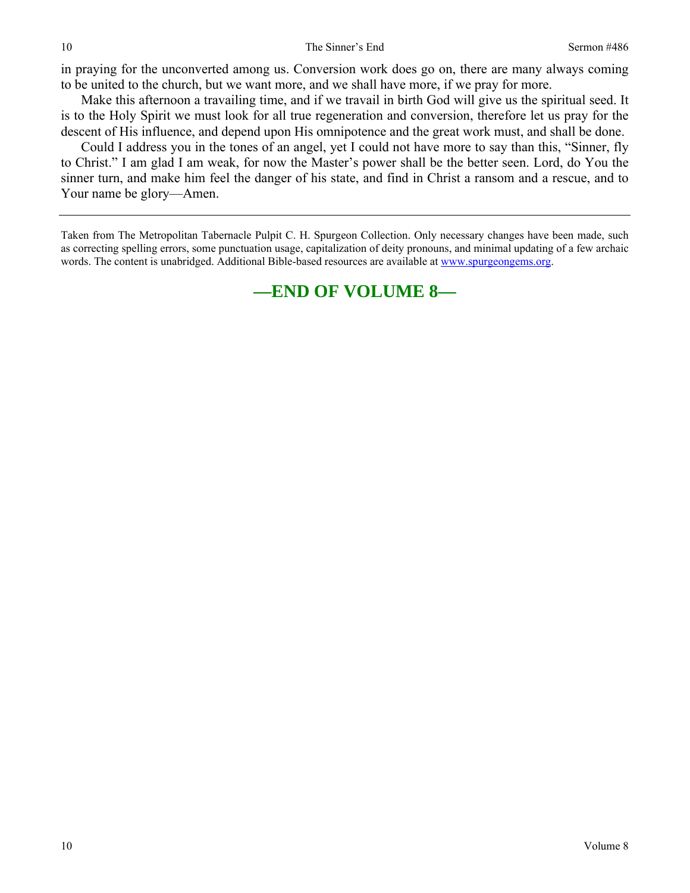in praying for the unconverted among us. Conversion work does go on, there are many always coming to be united to the church, but we want more, and we shall have more, if we pray for more.

Make this afternoon a travailing time, and if we travail in birth God will give us the spiritual seed. It is to the Holy Spirit we must look for all true regeneration and conversion, therefore let us pray for the descent of His influence, and depend upon His omnipotence and the great work must, and shall be done.

Could I address you in the tones of an angel, yet I could not have more to say than this, "Sinner, fly to Christ." I am glad I am weak, for now the Master's power shall be the better seen. Lord, do You the sinner turn, and make him feel the danger of his state, and find in Christ a ransom and a rescue, and to Your name be glory—Amen.

---

Taken from The Metropolitan Tabernacle Pulpit C. H. Spurgeon Collection. Only necessary changes have been made, such as correcting spelling errors, some punctuation usage, capitalization of deity pronouns, and minimal updating of a few archaic words. The content is unabridged. Additional Bible-based resources are available at www.spurgeongems.org.

## —END OF VOLUME 8—